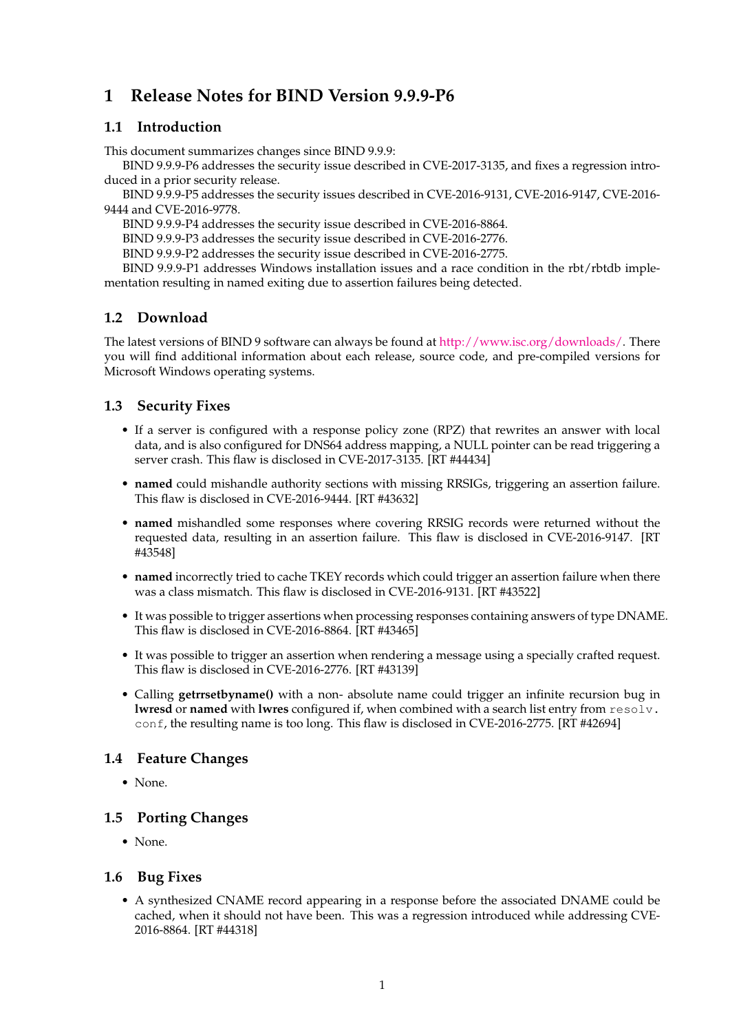# 1 Release Notes for BIND Version 9.9.9-P6

## 1.1 Introduction

This document summarizes changes since BIND 9.9.9:

BIND 9.9.9-P6 addresses the security issue described in CVE-2017-3135, and fixes a regression introduced in a prior security release.

BIND 9.9.9-P5 addresses the security issues described in CVE-2016-9131, CVE-2016-9147, CVE-2016-9444 and CVE-2016-9778.

BIND 9.9.9-P4 addresses the security issue described in CVE-2016-8864.

BIND 9.9.9-P3 addresses the security issue described in CVE-2016-2776.

BIND 9.9.9-P2 addresses the security issue described in CVE-2016-2775.

BIND 9.9.9-P1 addresses Windows installation issues and a race condition in the rbt/rbtdb implementation resulting in named exiting due to assertion failures being detected.

## 1.2 Download

The latest versions of BIND 9 software can always be found at http://www.isc.org/downloads/. There you will find additional information about each release, source code, and pre-compiled versions for Microsoft Windows operating systems.

## 1.3 Security Fixes

- If a server is configured with a response policy zone (RPZ) that rewrites an answer with local data, and is also configured for DNS64 address mapping, a NULL pointer can be read triggering a server crash. This flaw is disclosed in CVE-2017-3135. [RT #44434]
- **named** could mishandle authority sections with missing RRSIGs, triggering an assertion failure. This flaw is disclosed in CVE-2016-9444. [RT #43632]
- **named** mishandled some responses where covering RRSIG records were returned without the requested data, resulting in an assertion failure. This flaw is disclosed in CVE-2016-9147. [RT #43548]
- **named** incorrectly tried to cache TKEY records which could trigger an assertion failure when there was a class mismatch. This flaw is disclosed in CVE-2016-9131. [RT #43522]
- It was possible to trigger assertions when processing responses containing answers of type DNAME. This flaw is disclosed in CVE-2016-8864. [RT #43465]
- It was possible to trigger an assertion when rendering a message using a specially crafted request. This flaw is disclosed in CVE-2016-2776. [RT #43139]
- Calling **getrrsetbyname()** with a non- absolute name could trigger an infinite recursion bug in **lwresd** or **named** with **lwres** configured if, when combined with a search list entry from `resolv.conf`, the resulting name is too long. This flaw is disclosed in CVE-2016-2775. [RT #42694]

## 1.4 Feature Changes

- None.

## 1.5 Porting Changes

- None.

## 1.6 Bug Fixes

- A synthesized CNAME record appearing in a response before the associated DNAME could be cached, when it should not have been. This was a regression introduced while addressing CVE-2016-8864. [RT #44318]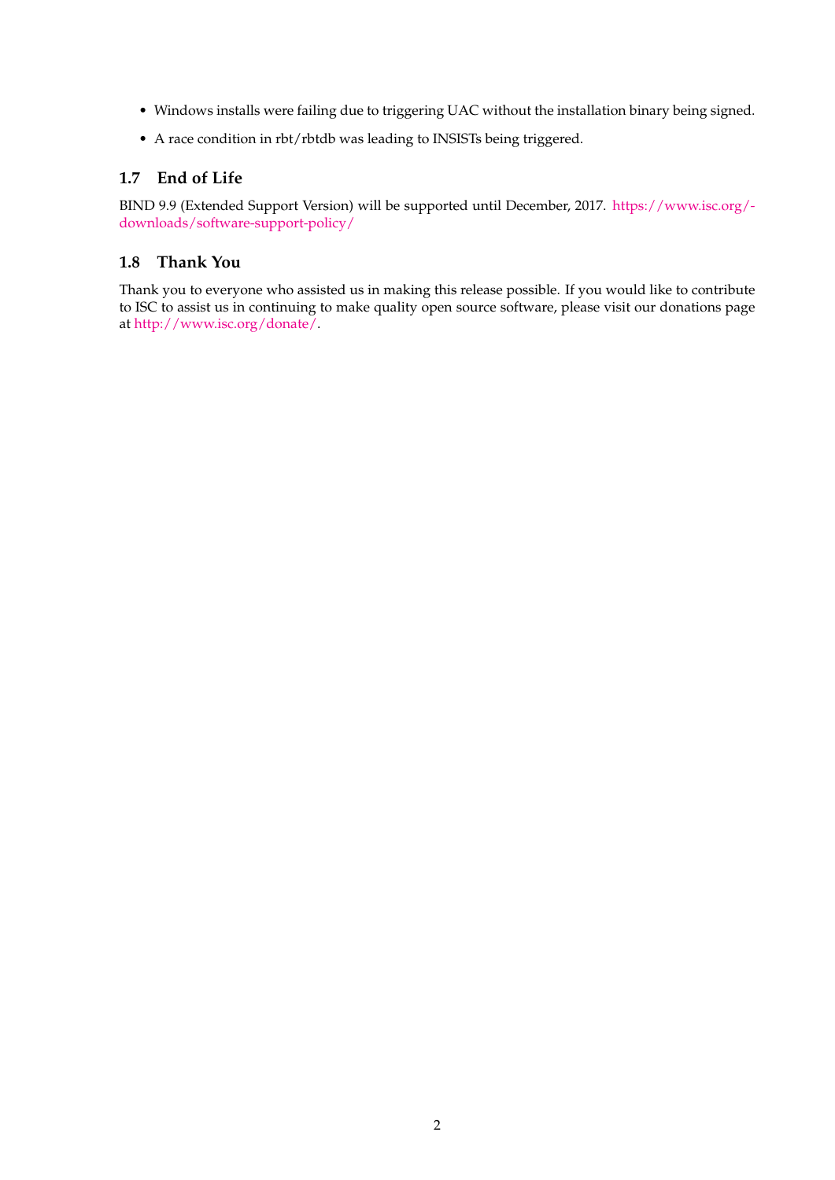- Windows installs were failing due to triggering UAC without the installation binary being signed.
- A race condition in rbt/rbtdb was leading to INSISTs being triggered.

### 1.7 End of Life

BIND 9.9 (Extended Support Version) will be supported until December, 2017. https://www.isc.org/downloads/software-support-policy/

### 1.8 Thank You

Thank you to everyone who assisted us in making this release possible. If you would like to contribute to ISC to assist us in continuing to make quality open source software, please visit our donations page at http://www.isc.org/donate/.